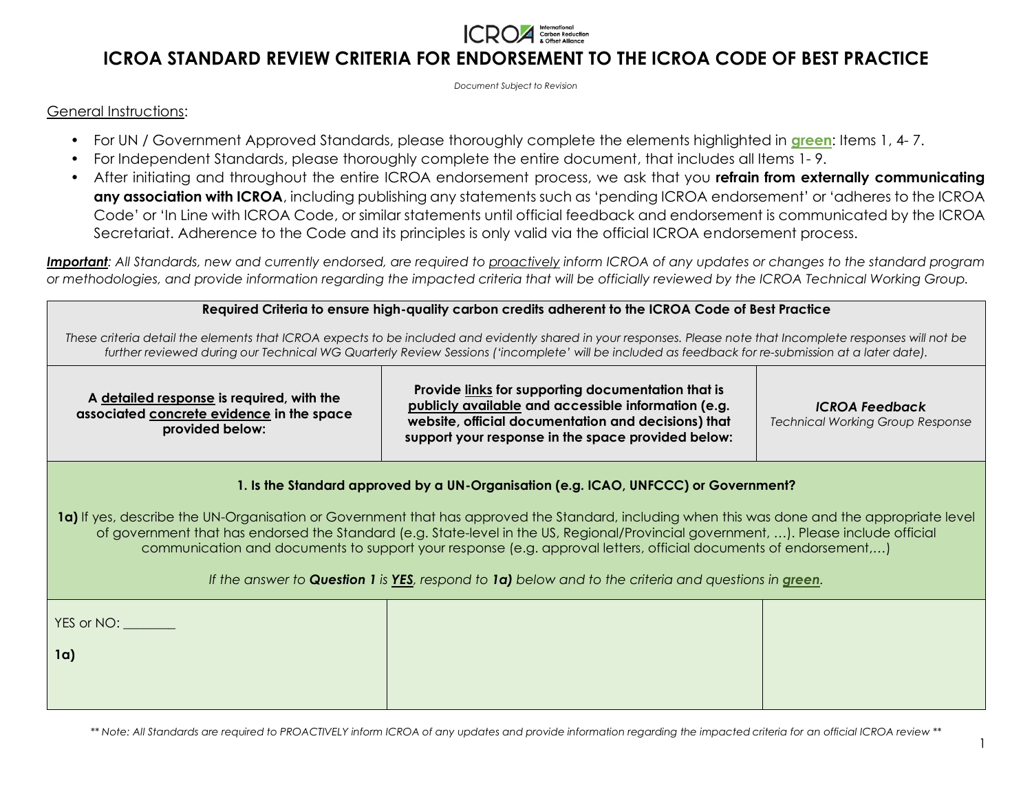# ICROA STANDARD REVIEW CRITERIA FOR ENDORSEMENT TO THE ICROA CODE OF BEST PRACTICE

*Document Subject to Revision*

General Instructions:

- For UN / Government Approved Standards, please thoroughly complete the elements highlighted in **green**: Items 1, 4- 7.
- For Independent Standards, please thoroughly complete the entire document, that includes all Items 1- 9.
- After initiating and throughout the entire ICROA endorsement process, we ask that you **refrain from externally communicating any association with ICROA**, including publishing any statements such as 'pending ICROA endorsement' or 'adheres to the ICROA Code' or 'In Line with ICROA Code, or similar statements until official feedback and endorsement is communicated by the ICROA Secretariat. Adherence to the Code and its principles is only valid via the official ICROA endorsement process.

***Important**: All Standards, new and currently endorsed, are required to proactively inform ICROA of any updates or changes to the standard program or methodologies, and provide information regarding the impacted criteria that will be officially reviewed by the ICROA Technical Working Group.*

| **Required Criteria to ensure high-quality carbon credits adherent to the ICROA Code of Best Practice**<br><br>*These criteria detail the elements that ICROA expects to be included and evidently shared in your responses. Please note that Incomplete responses will not be further reviewed during our Technical WG Quarterly Review Sessions ('incomplete' will be included as feedback for re-submission at a later date).* | | |
|---|---|---|
| **A detailed response is required, with the associated concrete evidence in the space provided below:** | **Provide links for supporting documentation that is publicly available and accessible information (e.g. website, official documentation and decisions) that support your response in the space provided below:** | ***ICROA Feedback***<br>*Technical Working Group Response* |
| **1. Is the Standard approved by a UN-Organisation (e.g. ICAO, UNFCCC) or Government?**<br><br>**1a)** If yes, describe the UN-Organisation or Government that has approved the Standard, including when this was done and the appropriate level of government that has endorsed the Standard (e.g. State-level in the US, Regional/Provincial government, …). Please include official communication and documents to support your response (e.g. approval letters, official documents of endorsement,…)<br><br>*If the answer to **Question 1** is **YES**, respond to **1a)** below and to the criteria and questions in **green**.* | | |
| YES or NO: ________<br><br>**1a)** | | |

*\*\* Note: All Standards are required to PROACTIVELY inform ICROA of any updates and provide information regarding the impacted criteria for an official ICROA review \*\**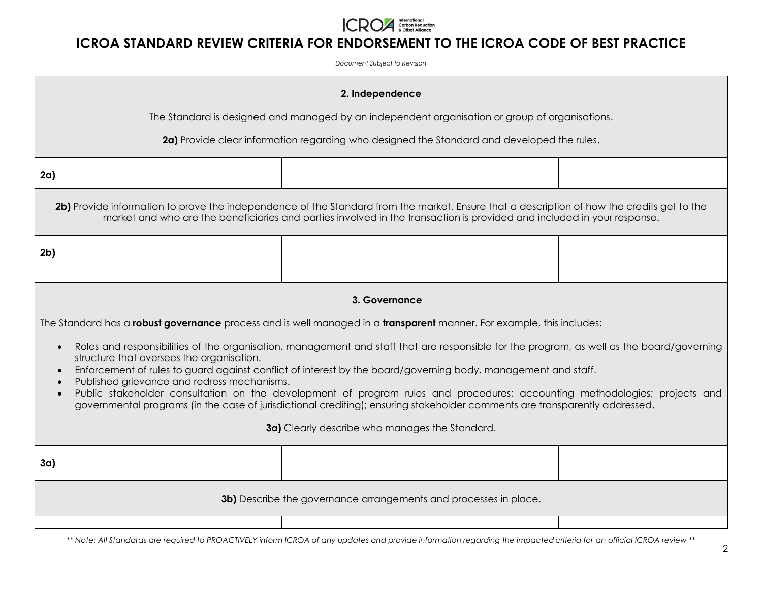# ICROA STANDARD REVIEW CRITERIA FOR ENDORSEMENT TO THE ICROA CODE OF BEST PRACTICE

*Document Subject to Revision*

**2. Independence**

The Standard is designed and managed by an independent organisation or group of organisations.

**2a)** Provide clear information regarding who designed the Standard and developed the rules.

| **2a)** | | |
|---|---|---|

**2b)** Provide information to prove the independence of the Standard from the market. Ensure that a description of how the credits get to the market and who are the beneficiaries and parties involved in the transaction is provided and included in your response.

| **2b)** | | |
|---|---|---|

**3. Governance**

The Standard has a **robust governance** process and is well managed in a **transparent** manner. For example, this includes:

- Roles and responsibilities of the organisation, management and staff that are responsible for the program, as well as the board/governing structure that oversees the organisation.
- Enforcement of rules to guard against conflict of interest by the board/governing body, management and staff.
- Published grievance and redress mechanisms.
- Public stakeholder consultation on the development of program rules and procedures; accounting methodologies; projects and governmental programs (in the case of jurisdictional crediting); ensuring stakeholder comments are transparently addressed.

**3a)** Clearly describe who manages the Standard.

| **3a)** | | |
|---|---|---|

**3b)** Describe the governance arrangements and processes in place.

| | | |
|---|---|---|

*\*\* Note: All Standards are required to PROACTIVELY inform ICROA of any updates and provide information regarding the impacted criteria for an official ICROA review \*\**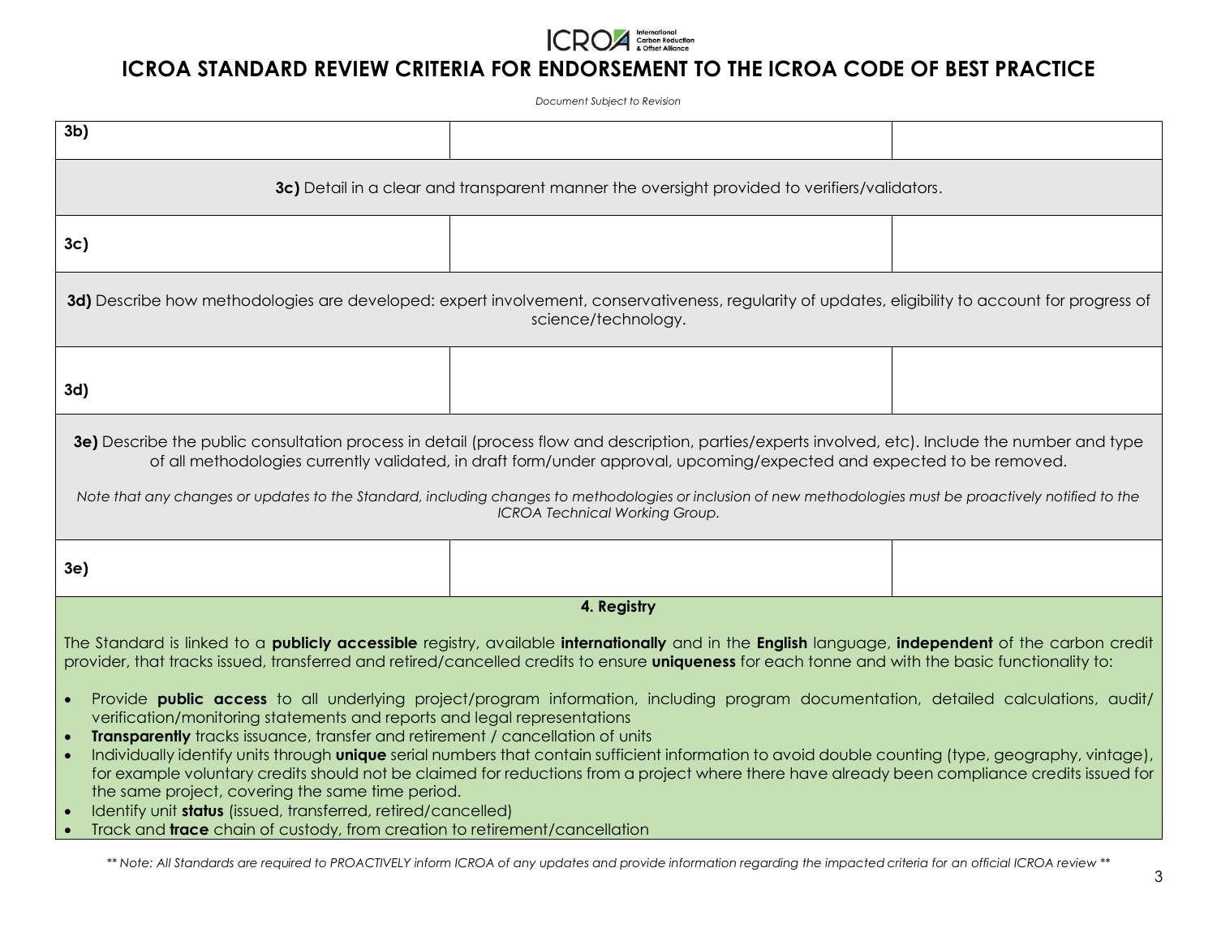| 3b) | | |
| --- | --- | --- |
| **3c)** Detail in a clear and transparent manner the oversight provided to verifiers/validators. | | |
| 3c) | | |
| **3d)** Describe how methodologies are developed: expert involvement, conservativeness, regularity of updates, eligibility to account for progress of science/technology. | | |
| 3d) | | |
| **3e)** Describe the public consultation process in detail (process flow and description, parties/experts involved, etc). Include the number and type of all methodologies currently validated, in draft form/under approval, upcoming/expected and expected to be removed. *Note that any changes or updates to the Standard, including changes to methodologies or inclusion of new methodologies must be proactively notified to the ICROA Technical Working Group.* | | |
| 3e) | | |

**4. Registry**

The Standard is linked to a **publicly accessible** registry, available **internationally** and in the **English** language, **independent** of the carbon credit provider, that tracks issued, transferred and retired/cancelled credits to ensure **uniqueness** for each tonne and with the basic functionality to:

- Provide **public access** to all underlying project/program information, including program documentation, detailed calculations, audit/ verification/monitoring statements and reports and legal representations
- **Transparently** tracks issuance, transfer and retirement / cancellation of units
- Individually identify units through **unique** serial numbers that contain sufficient information to avoid double counting (type, geography, vintage), for example voluntary credits should not be claimed for reductions from a project where there have already been compliance credits issued for the same project, covering the same time period.
- Identify unit **status** (issued, transferred, retired/cancelled)
- Track and **trace** chain of custody, from creation to retirement/cancellation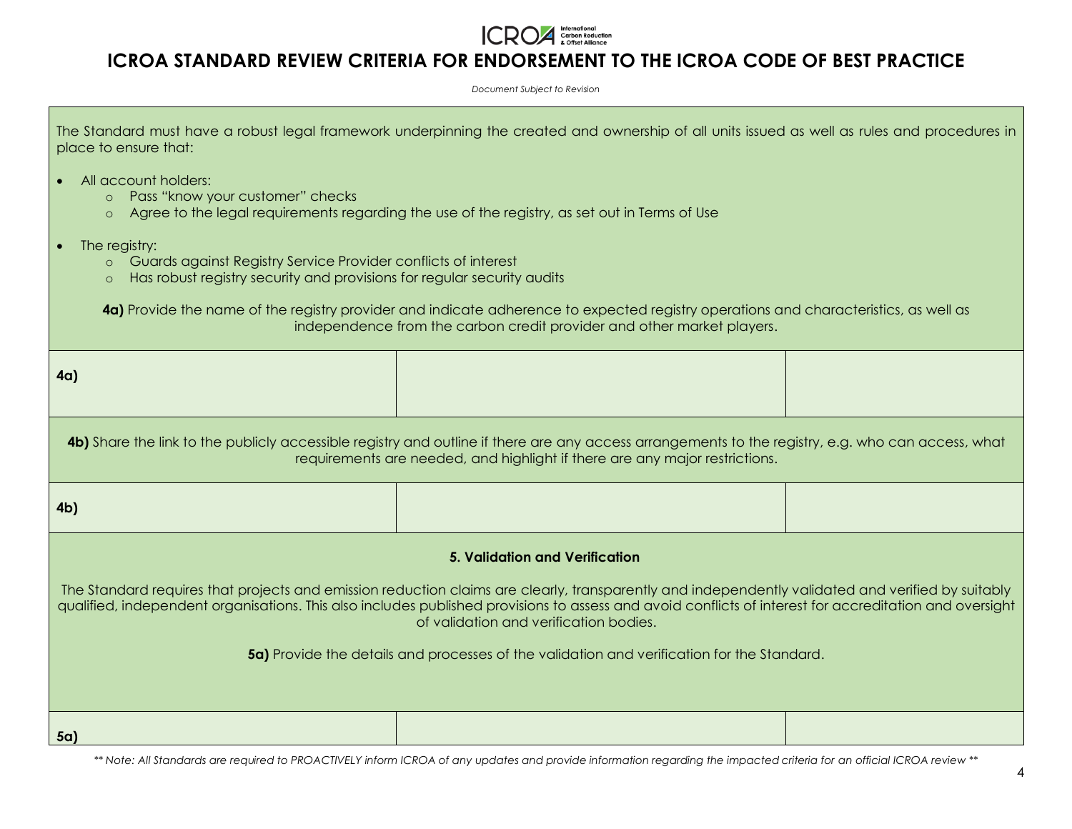The Standard must have a robust legal framework underpinning the created and ownership of all units issued as well as rules and procedures in place to ensure that:

- All account holders:
  - Pass "know your customer" checks
  - Agree to the legal requirements regarding the use of the registry, as set out in Terms of Use
- The registry:
  - Guards against Registry Service Provider conflicts of interest
  - Has robust registry security and provisions for regular security audits

**4a)** Provide the name of the registry provider and indicate adherence to expected registry operations and characteristics, as well as independence from the carbon credit provider and other market players.

| **4a)** | | |
|---|---|---|

**4b)** Share the link to the publicly accessible registry and outline if there are any access arrangements to the registry, e.g. who can access, what requirements are needed, and highlight if there are any major restrictions.

| **4b)** | | |
|---|---|---|

### 5. Validation and Verification

The Standard requires that projects and emission reduction claims are clearly, transparently and independently validated and verified by suitably qualified, independent organisations. This also includes published provisions to assess and avoid conflicts of interest for accreditation and oversight of validation and verification bodies.

**5a)** Provide the details and processes of the validation and verification for the Standard.

| **5a)** | | |
|---|---|---|

*\*\* Note: All Standards are required to PROACTIVELY inform ICROA of any updates and provide information regarding the impacted criteria for an official ICROA review \*\**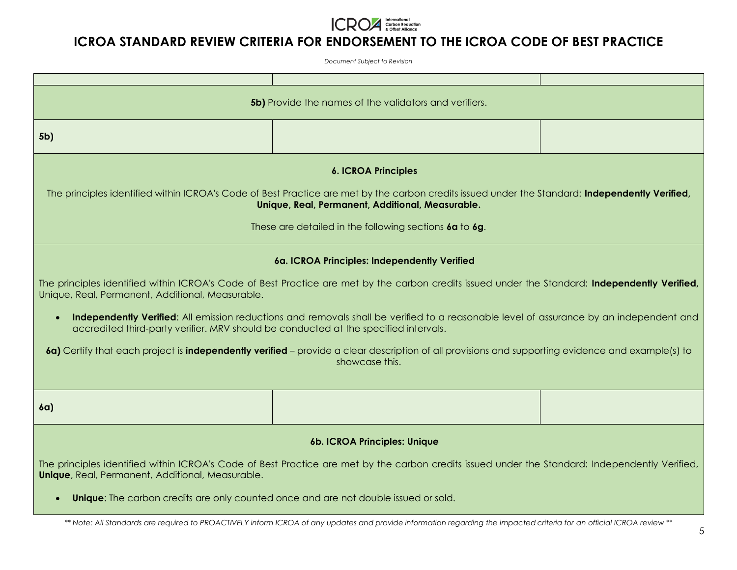| | | |
|---|---|---|
| **5b)** Provide the names of the validators and verifiers. | | |
| **5b)** | | |
| **6. ICROA Principles**<br><br>The principles identified within ICROA's Code of Best Practice are met by the carbon credits issued under the Standard: **Independently Verified, Unique, Real, Permanent, Additional, Measurable.**<br><br>These are detailed in the following sections **6a** to **6g**. | | |
| **6a. ICROA Principles: Independently Verified**<br><br>The principles identified within ICROA's Code of Best Practice are met by the carbon credits issued under the Standard: **Independently Verified,** Unique, Real, Permanent, Additional, Measurable.<br><br>• **Independently Verified**: All emission reductions and removals shall be verified to a reasonable level of assurance by an independent and accredited third-party verifier. MRV should be conducted at the specified intervals.<br><br>**6a)** Certify that each project is **independently verified** – provide a clear description of all provisions and supporting evidence and example(s) to showcase this. | | |
| **6a)** | | |
| **6b. ICROA Principles: Unique**<br><br>The principles identified within ICROA's Code of Best Practice are met by the carbon credits issued under the Standard: Independently Verified, **Unique**, Real, Permanent, Additional, Measurable.<br><br>• **Unique**: The carbon credits are only counted once and are not double issued or sold. | | |

*\*\* Note: All Standards are required to PROACTIVELY inform ICROA of any updates and provide information regarding the impacted criteria for an official ICROA review \*\**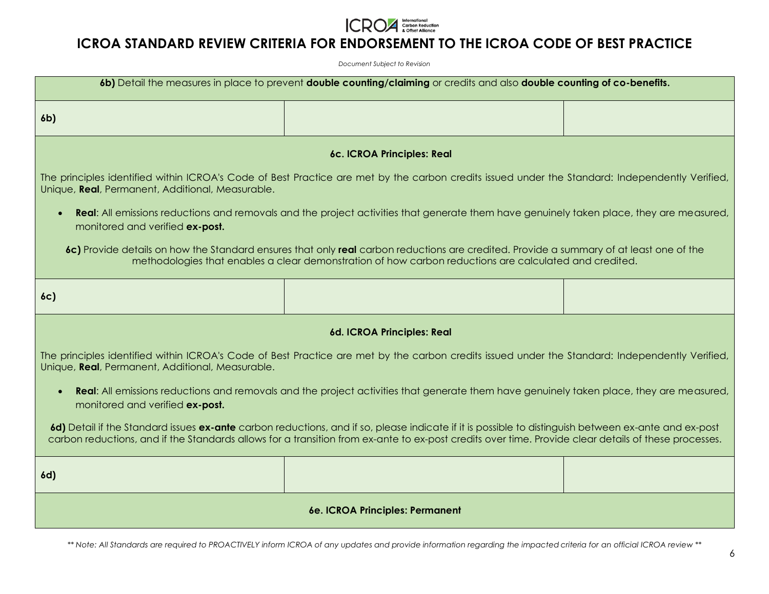**6b)** Detail the measures in place to prevent **double counting/claiming** or credits and also **double counting of co-benefits.**

| 6b) | | |
|---|---|---|

**6c. ICROA Principles: Real**

The principles identified within ICROA's Code of Best Practice are met by the carbon credits issued under the Standard: Independently Verified, Unique, **Real**, Permanent, Additional, Measurable.

- **Real**: All emissions reductions and removals and the project activities that generate them have genuinely taken place, they are measured, monitored and verified **ex-post.**

**6c)** Provide details on how the Standard ensures that only **real** carbon reductions are credited. Provide a summary of at least one of the methodologies that enables a clear demonstration of how carbon reductions are calculated and credited.

| 6c) | | |
|---|---|---|

**6d. ICROA Principles: Real**

The principles identified within ICROA's Code of Best Practice are met by the carbon credits issued under the Standard: Independently Verified, Unique, **Real**, Permanent, Additional, Measurable.

- **Real**: All emissions reductions and removals and the project activities that generate them have genuinely taken place, they are measured, monitored and verified **ex-post.**

**6d)** Detail if the Standard issues **ex-ante** carbon reductions, and if so, please indicate if it is possible to distinguish between ex-ante and ex-post carbon reductions, and if the Standards allows for a transition from ex-ante to ex-post credits over time. Provide clear details of these processes.

| 6d) | | |
|---|---|---|

**6e. ICROA Principles: Permanent**

*\*\* Note: All Standards are required to PROACTIVELY inform ICROA of any updates and provide information regarding the impacted criteria for an official ICROA review \*\**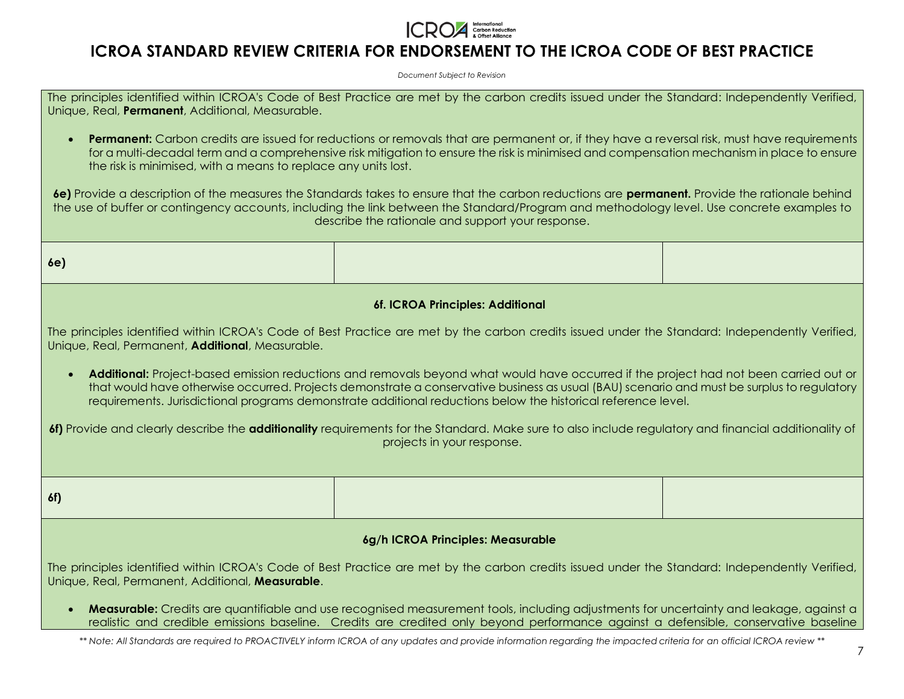The principles identified within ICROA's Code of Best Practice are met by the carbon credits issued under the Standard: Independently Verified, Unique, Real, **Permanent**, Additional, Measurable.

- **Permanent:** Carbon credits are issued for reductions or removals that are permanent or, if they have a reversal risk, must have requirements for a multi-decadal term and a comprehensive risk mitigation to ensure the risk is minimised and compensation mechanism in place to ensure the risk is minimised, with a means to replace any units lost.

**6e)** Provide a description of the measures the Standards takes to ensure that the carbon reductions are **permanent.** Provide the rationale behind the use of buffer or contingency accounts, including the link between the Standard/Program and methodology level. Use concrete examples to describe the rationale and support your response.

| 6e) | | |
|---|---|---|

**6f. ICROA Principles: Additional**

The principles identified within ICROA's Code of Best Practice are met by the carbon credits issued under the Standard: Independently Verified, Unique, Real, Permanent, **Additional**, Measurable.

- **Additional:** Project-based emission reductions and removals beyond what would have occurred if the project had not been carried out or that would have otherwise occurred. Projects demonstrate a conservative business as usual (BAU) scenario and must be surplus to regulatory requirements. Jurisdictional programs demonstrate additional reductions below the historical reference level.

**6f)** Provide and clearly describe the **additionality** requirements for the Standard. Make sure to also include regulatory and financial additionality of projects in your response.

| 6f) | | |
|---|---|---|

**6g/h ICROA Principles: Measurable**

The principles identified within ICROA's Code of Best Practice are met by the carbon credits issued under the Standard: Independently Verified, Unique, Real, Permanent, Additional, **Measurable**.

- **Measurable:** Credits are quantifiable and use recognised measurement tools, including adjustments for uncertainty and leakage, against a realistic and credible emissions baseline. Credits are credited only beyond performance against a defensible, conservative baseline

*** Note: All Standards are required to PROACTIVELY inform ICROA of any updates and provide information regarding the impacted criteria for an official ICROA review ***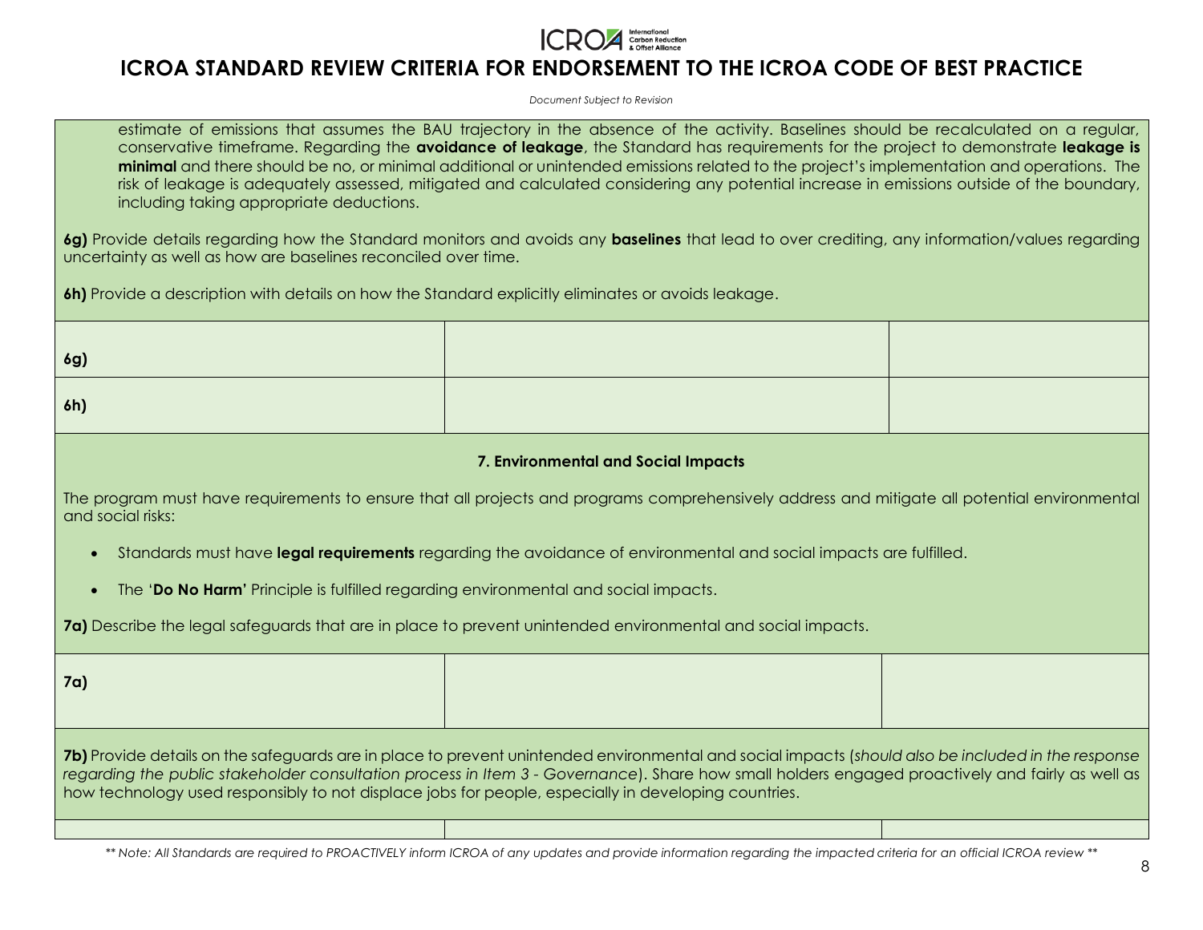estimate of emissions that assumes the BAU trajectory in the absence of the activity. Baselines should be recalculated on a regular, conservative timeframe. Regarding the **avoidance of leakage**, the Standard has requirements for the project to demonstrate **leakage is minimal** and there should be no, or minimal additional or unintended emissions related to the project's implementation and operations. The risk of leakage is adequately assessed, mitigated and calculated considering any potential increase in emissions outside of the boundary, including taking appropriate deductions.

**6g)** Provide details regarding how the Standard monitors and avoids any **baselines** that lead to over crediting, any information/values regarding uncertainty as well as how are baselines reconciled over time.

**6h)** Provide a description with details on how the Standard explicitly eliminates or avoids leakage.

| | | |
|---|---|---|
| **6g)** | | |
| **6h)** | | |

### 7. Environmental and Social Impacts

The program must have requirements to ensure that all projects and programs comprehensively address and mitigate all potential environmental and social risks:

- Standards must have **legal requirements** regarding the avoidance of environmental and social impacts are fulfilled.
- The '**Do No Harm'** Principle is fulfilled regarding environmental and social impacts.

**7a)** Describe the legal safeguards that are in place to prevent unintended environmental and social impacts.

| | | |
|---|---|---|
| **7a)** | | |

**7b)** Provide details on the safeguards are in place to prevent unintended environmental and social impacts (*should also be included in the response regarding the public stakeholder consultation process in Item 3 - Governance*). Share how small holders engaged proactively and fairly as well as how technology used responsibly to not displace jobs for people, especially in developing countries.

| | | |
|---|---|---|
| | | |

*\*\* Note: All Standards are required to PROACTIVELY inform ICROA of any updates and provide information regarding the impacted criteria for an official ICROA review \*\**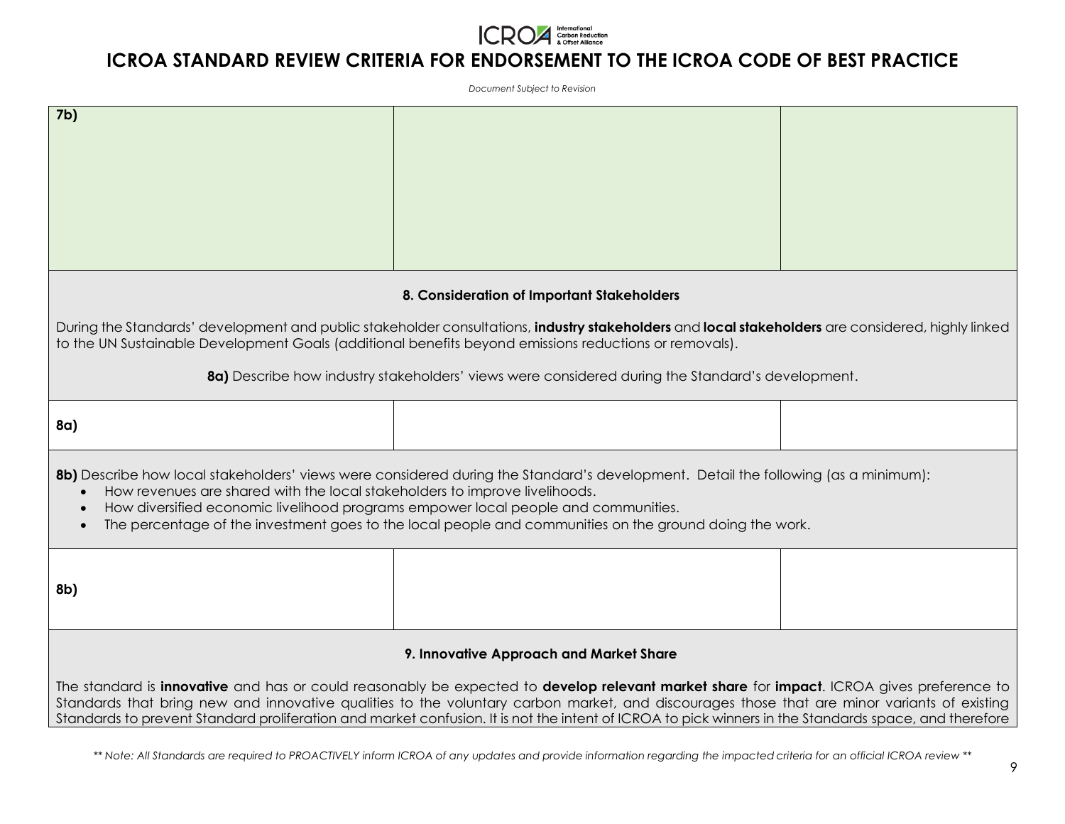| | | |
|---|---|---|
| **7b)** | | |

**8. Consideration of Important Stakeholders**

During the Standards' development and public stakeholder consultations, **industry stakeholders** and **local stakeholders** are considered, highly linked to the UN Sustainable Development Goals (additional benefits beyond emissions reductions or removals).

**8a)** Describe how industry stakeholders' views were considered during the Standard's development.

| | | |
|---|---|---|
| **8a)** | | |

**8b)** Describe how local stakeholders' views were considered during the Standard's development. Detail the following (as a minimum):

- How revenues are shared with the local stakeholders to improve livelihoods.
- How diversified economic livelihood programs empower local people and communities.
- The percentage of the investment goes to the local people and communities on the ground doing the work.

| | | |
|---|---|---|
| **8b)** | | |

**9. Innovative Approach and Market Share**

The standard is **innovative** and has or could reasonably be expected to **develop relevant market share** for **impact**. ICROA gives preference to Standards that bring new and innovative qualities to the voluntary carbon market, and discourages those that are minor variants of existing Standards to prevent Standard proliferation and market confusion. It is not the intent of ICROA to pick winners in the Standards space, and therefore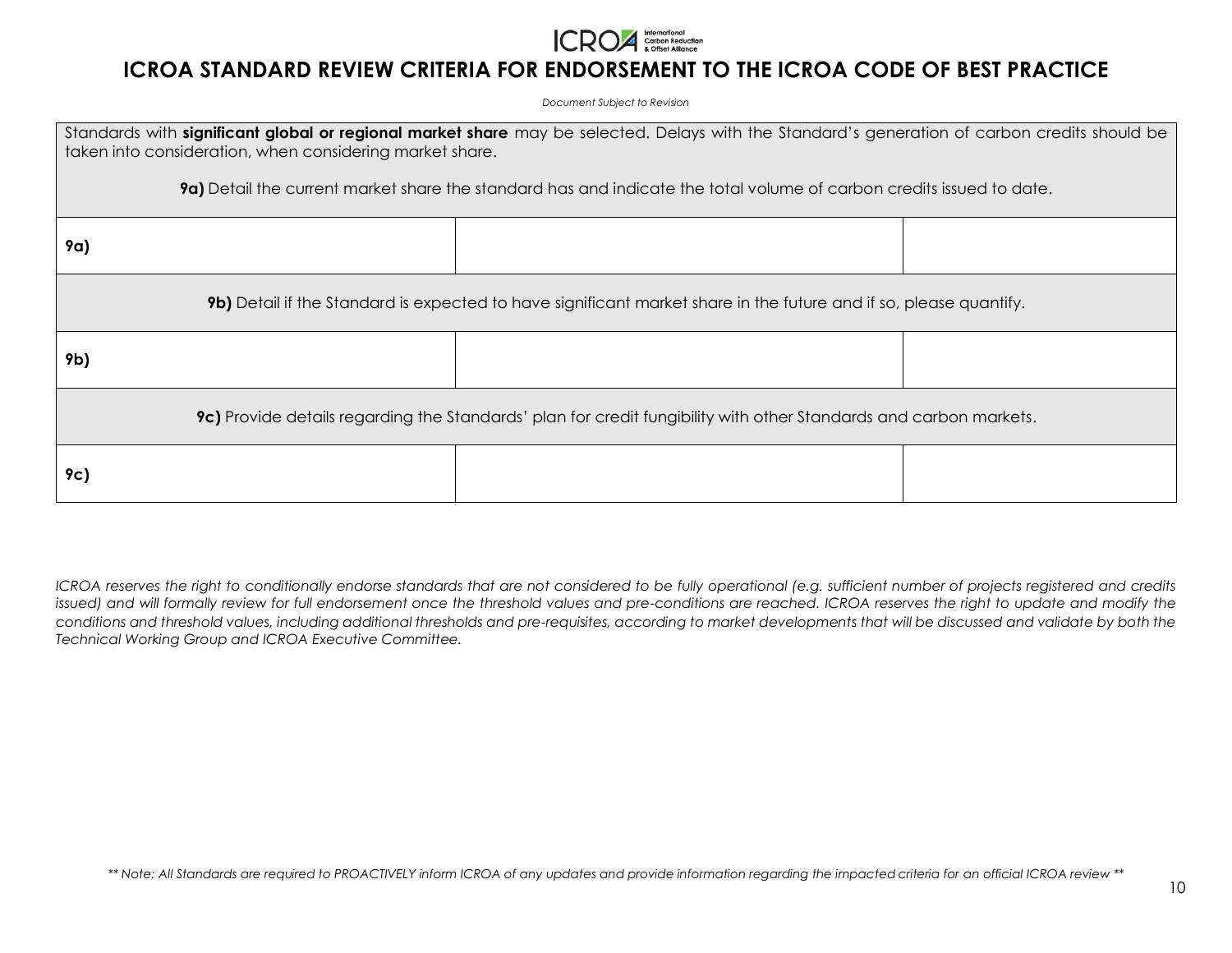# ICROA STANDARD REVIEW CRITERIA FOR ENDORSEMENT TO THE ICROA CODE OF BEST PRACTICE

*Document Subject to Revision*

| | | |
|---|---|---|
| Standards with **significant global or regional market share** may be selected. Delays with the Standard's generation of carbon credits should be taken into consideration, when considering market share. **9a)** Detail the current market share the standard has and indicate the total volume of carbon credits issued to date. | | |
| **9a)** | | |
| **9b)** Detail if the Standard is expected to have significant market share in the future and if so, please quantify. | | |
| **9b)** | | |
| **9c)** Provide details regarding the Standards' plan for credit fungibility with other Standards and carbon markets. | | |
| **9c)** | | |

*ICROA reserves the right to conditionally endorse standards that are not considered to be fully operational (e.g. sufficient number of projects registered and credits issued) and will formally review for full endorsement once the threshold values and pre-conditions are reached. ICROA reserves the right to update and modify the conditions and threshold values, including additional thresholds and pre-requisites, according to market developments that will be discussed and validate by both the Technical Working Group and ICROA Executive Committee.*

*\*\* Note: All Standards are required to PROACTIVELY inform ICROA of any updates and provide information regarding the impacted criteria for an official ICROA review \*\**